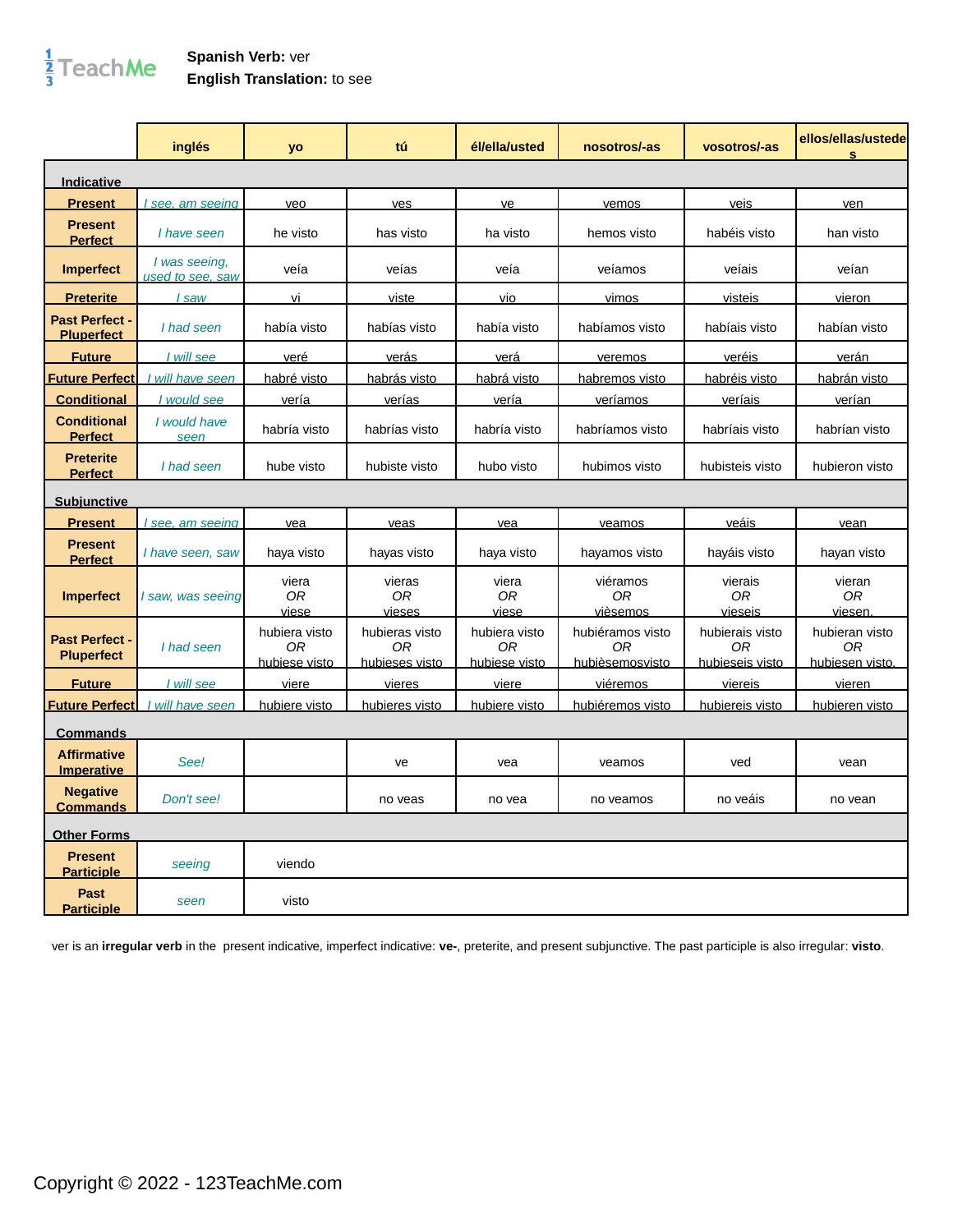**Spanish Verb:** ver
**English Translation:** to see

| | inglés | yo | tú | él/ella/usted | nosotros/-as | vosotros/-as | ellos/ellas/ustedes |
|---|---|---|---|---|---|---|---|
| **Indicative** | | | | | | | |
| **Present** | *I see, am seeing* | veo | ves | ve | vemos | veis | ven |
| **Present Perfect** | *I have seen* | he visto | has visto | ha visto | hemos visto | habéis visto | han visto |
| **Imperfect** | *I was seeing, used to see, saw* | veía | veías | veía | veíamos | veíais | veían |
| **Preterite** | *I saw* | vi | viste | vio | vimos | visteis | vieron |
| **Past Perfect - Pluperfect** | *I had seen* | había visto | habías visto | había visto | habíamos visto | habíais visto | habían visto |
| **Future** | *I will see* | veré | verás | verá | veremos | veréis | verán |
| **Future Perfect** | *I will have seen* | habré visto | habrás visto | habrá visto | habremos visto | habréis visto | habrán visto |
| **Conditional** | *I would see* | vería | verías | vería | veríamos | veríais | verían |
| **Conditional Perfect** | *I would have seen* | habría visto | habrías visto | habría visto | habríamos visto | habríais visto | habrían visto |
| **Preterite Perfect** | *I had seen* | hube visto | hubiste visto | hubo visto | hubimos visto | hubisteis visto | hubieron visto |
| **Subjunctive** | | | | | | | |
| **Present** | *I see, am seeing* | vea | veas | vea | veamos | veáis | vean |
| **Present Perfect** | *I have seen, saw* | haya visto | hayas visto | haya visto | hayamos visto | hayáis visto | hayan visto |
| **Imperfect** | *I saw, was seeing* | viera *OR* viese | vieras *OR* vieses | viera *OR* viese | viéramos *OR* vièsemos | vierais *OR* vieseis | vieran *OR* viesen. |
| **Past Perfect - Pluperfect** | *I had seen* | hubiera visto *OR* hubiese visto | hubieras visto *OR* hubieses visto | hubiera visto *OR* hubiese visto | hubiéramos visto *OR* hubièsemosvisto | hubierais visto *OR* hubieseis visto | hubieran visto *OR* hubiesen visto. |
| **Future** | *I will see* | viere | vieres | viere | viéremos | viereis | vieren |
| **Future Perfect** | *I will have seen* | hubiere visto | hubieres visto | hubiere visto | hubiéremos visto | hubiereis visto | hubieren visto |
| **Commands** | | | | | | | |
| **Affirmative Imperative** | *See!* | | ve | vea | veamos | ved | vean |
| **Negative Commands** | *Don't see!* | | no veas | no vea | no veamos | no veáis | no vean |
| **Other Forms** | | | | | | | |
| **Present Participle** | *seeing* | viendo | | | | | |
| **Past Participle** | *seen* | visto | | | | | |

ver is an **irregular verb** in the present indicative, imperfect indicative: **ve-**, preterite, and present subjunctive. The past participle is also irregular: **visto**.

Copyright © 2022 - 123TeachMe.com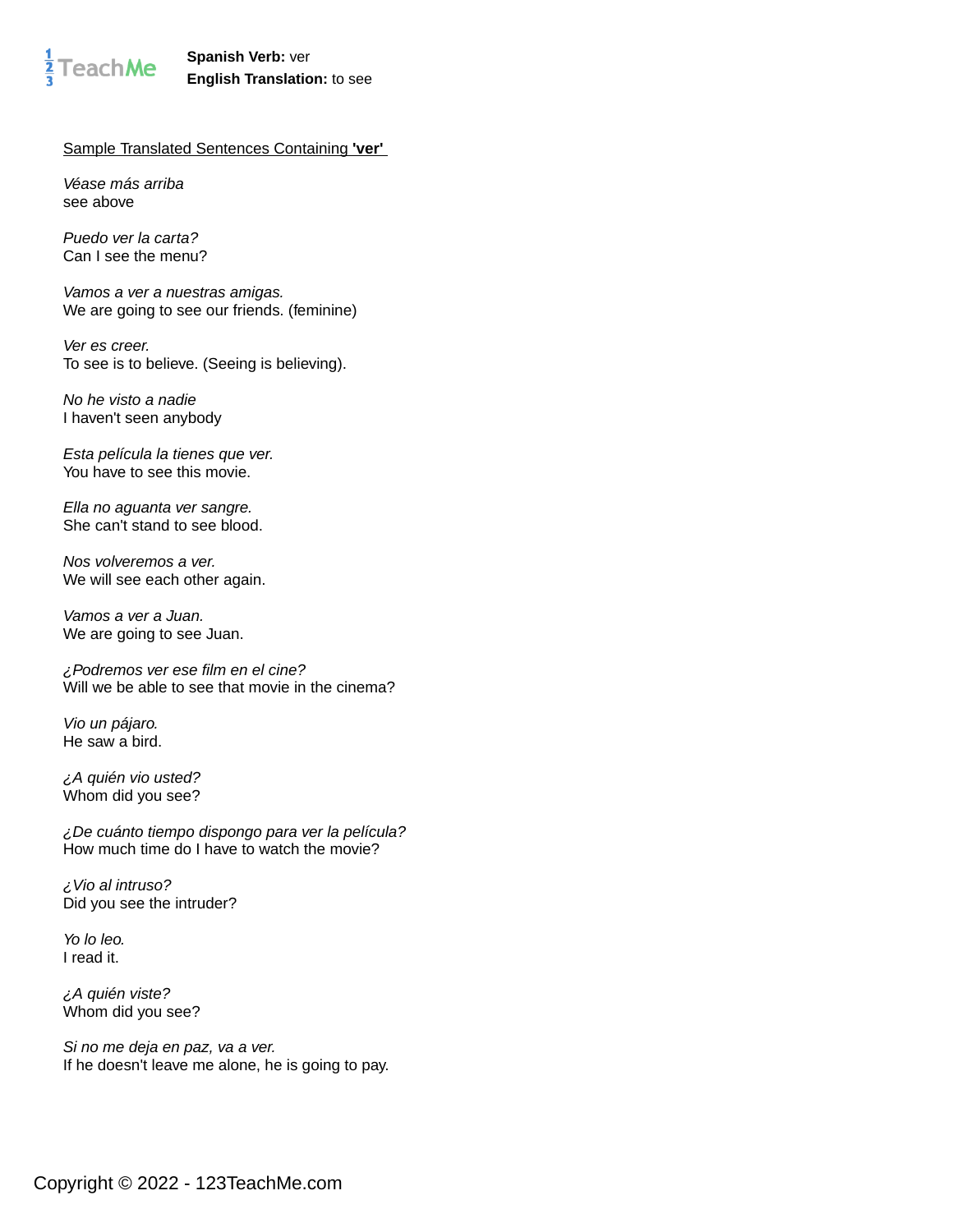**Spanish Verb:** ver
**English Translation:** to see

Sample Translated Sentences Containing **'ver'**

*Véase más arriba*
see above

*Puedo ver la carta?*
Can I see the menu?

*Vamos a ver a nuestras amigas.*
We are going to see our friends. (feminine)

*Ver es creer.*
To see is to believe. (Seeing is believing).

*No he visto a nadie*
I haven't seen anybody

*Esta película la tienes que ver.*
You have to see this movie.

*Ella no aguanta ver sangre.*
She can't stand to see blood.

*Nos volveremos a ver.*
We will see each other again.

*Vamos a ver a Juan.*
We are going to see Juan.

*¿Podremos ver ese film en el cine?*
Will we be able to see that movie in the cinema?

*Vio un pájaro.*
He saw a bird.

*¿A quién vio usted?*
Whom did you see?

*¿De cuánto tiempo dispongo para ver la película?*
How much time do I have to watch the movie?

*¿Vio al intruso?*
Did you see the intruder?

*Yo lo leo.*
I read it.

*¿A quién viste?*
Whom did you see?

*Si no me deja en paz, va a ver.*
If he doesn't leave me alone, he is going to pay.

Copyright © 2022 - 123TeachMe.com